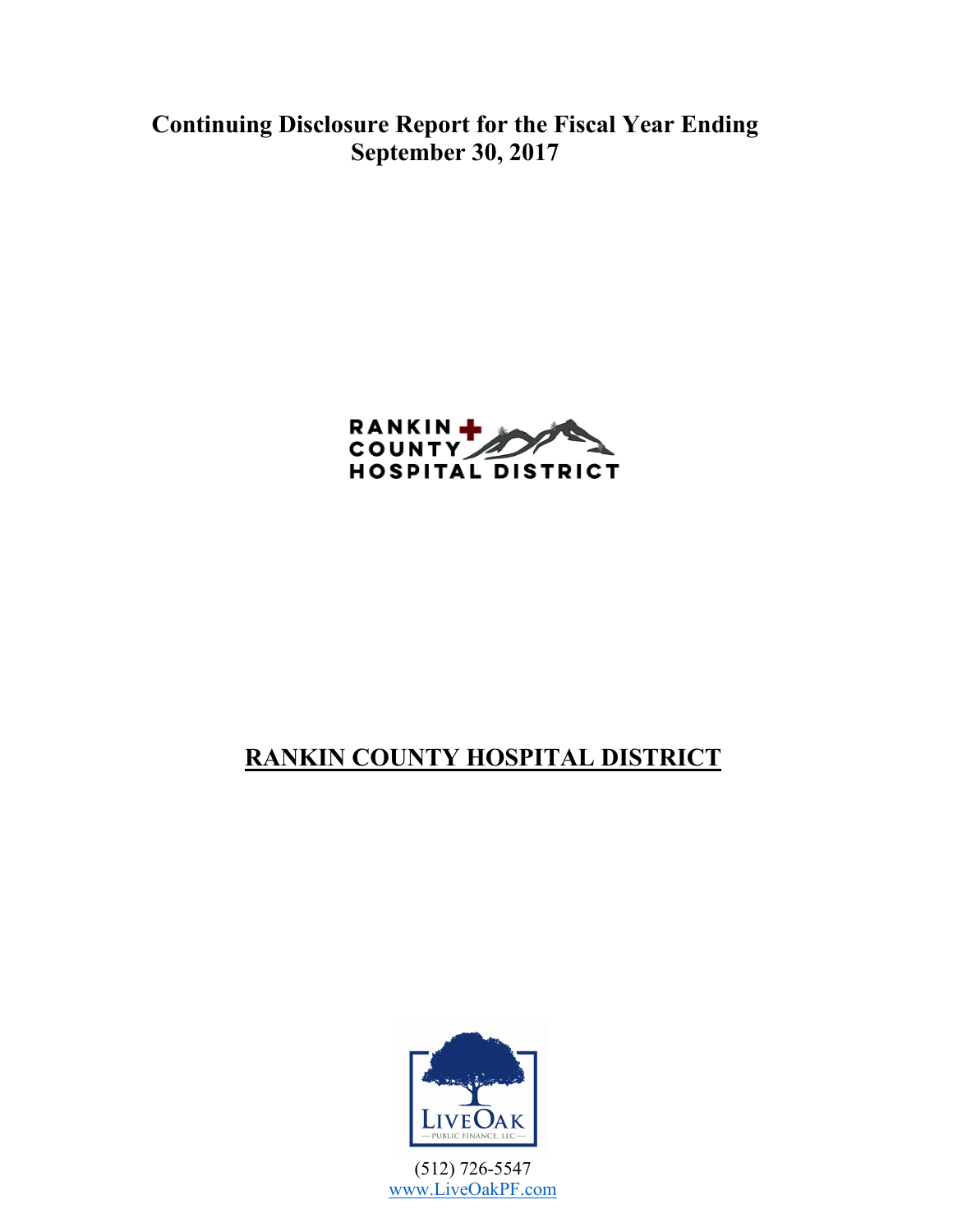# Continuing Disclosure Report for the Fiscal Year Ending September 30, 2017

RANKIN COUNTY HOSPITAL DISTRICT

## RANKIN COUNTY HOSPITAL DISTRICT

LIVEOAK
PUBLIC FINANCE, LLC

(512) 726-5547
www.LiveOakPF.com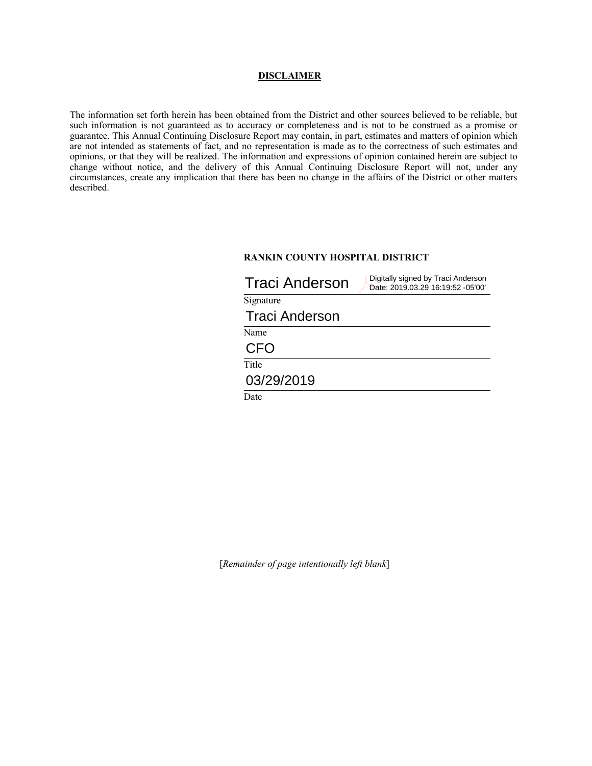# DISCLAIMER

The information set forth herein has been obtained from the District and other sources believed to be reliable, but such information is not guaranteed as to accuracy or completeness and is not to be construed as a promise or guarantee. This Annual Continuing Disclosure Report may contain, in part, estimates and matters of opinion which are not intended as statements of fact, and no representation is made as to the correctness of such estimates and opinions, or that they will be realized. The information and expressions of opinion contained herein are subject to change without notice, and the delivery of this Annual Continuing Disclosure Report will not, under any circumstances, create any implication that there has been no change in the affairs of the District or other matters described.

**RANKIN COUNTY HOSPITAL DISTRICT**

Traci Anderson — Digitally signed by Traci Anderson Date: 2019.03.29 16:19:52 -05'00'

Signature

Traci Anderson

Name

CFO

Title

03/29/2019

Date

[*Remainder of page intentionally left blank*]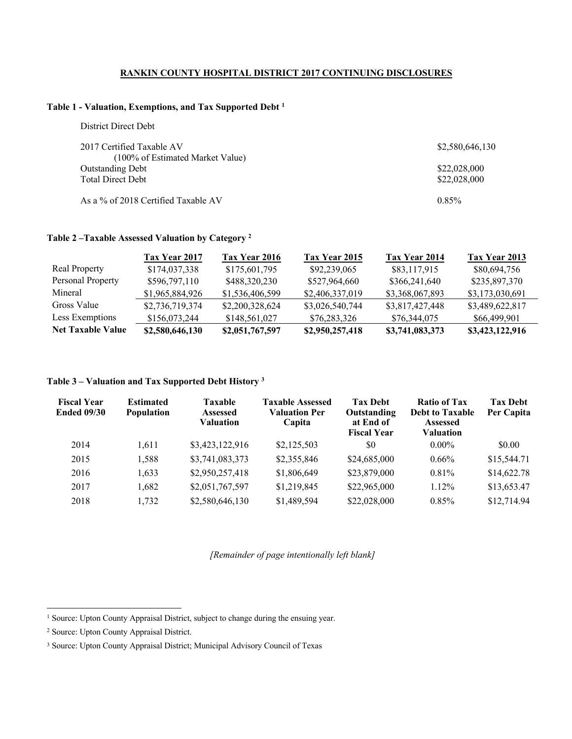**RANKIN COUNTY HOSPITAL DISTRICT 2017 CONTINUING DISCLOSURES**

**Table 1 - Valuation, Exemptions, and Tax Supported Debt [1]**

| | |
|---|---|
| District Direct Debt | |
| 2017 Certified Taxable AV (100% of Estimated Market Value) | $2,580,646,130 |
| Outstanding Debt | $22,028,000 |
| Total Direct Debt | $22,028,000 |
| As a % of 2018 Certified Taxable AV | 0.85% |

**Table 2 –Taxable Assessed Valuation by Category [2]**

| | Tax Year 2017 | Tax Year 2016 | Tax Year 2015 | Tax Year 2014 | Tax Year 2013 |
|---|---|---|---|---|---|
| Real Property | $174,037,338 | $175,601,795 | $92,239,065 | $83,117,915 | $80,694,756 |
| Personal Property | $596,797,110 | $488,320,230 | $527,964,660 | $366,241,640 | $235,897,370 |
| Mineral | $1,965,884,926 | $1,536,406,599 | $2,406,337,019 | $3,368,067,893 | $3,173,030,691 |
| Gross Value | $2,736,719,374 | $2,200,328,624 | $3,026,540,744 | $3,817,427,448 | $3,489,622,817 |
| Less Exemptions | $156,073,244 | $148,561,027 | $76,283,326 | $76,344,075 | $66,499,901 |
| **Net Taxable Value** | **$2,580,646,130** | **$2,051,767,597** | **$2,950,257,418** | **$3,741,083,373** | **$3,423,122,916** |

**Table 3 – Valuation and Tax Supported Debt History [3]**

| Fiscal Year Ended 09/30 | Estimated Population | Taxable Assessed Valuation | Taxable Assessed Valuation Per Capita | Tax Debt Outstanding at End of Fiscal Year | Ratio of Tax Debt to Taxable Assessed Valuation | Tax Debt Per Capita |
|---|---|---|---|---|---|---|
| 2014 | 1,611 | $3,423,122,916 | $2,125,503 | $0 | 0.00% | $0.00 |
| 2015 | 1,588 | $3,741,083,373 | $2,355,846 | $24,685,000 | 0.66% | $15,544.71 |
| 2016 | 1,633 | $2,950,257,418 | $1,806,649 | $23,879,000 | 0.81% | $14,622.78 |
| 2017 | 1,682 | $2,051,767,597 | $1,219,845 | $22,965,000 | 1.12% | $13,653.47 |
| 2018 | 1,732 | $2,580,646,130 | $1,489,594 | $22,028,000 | 0.85% | $12,714.94 |

*[Remainder of page intentionally left blank]*

[1] Source: Upton County Appraisal District, subject to change during the ensuing year.

[2] Source: Upton County Appraisal District.

[3] Source: Upton County Appraisal District; Municipal Advisory Council of Texas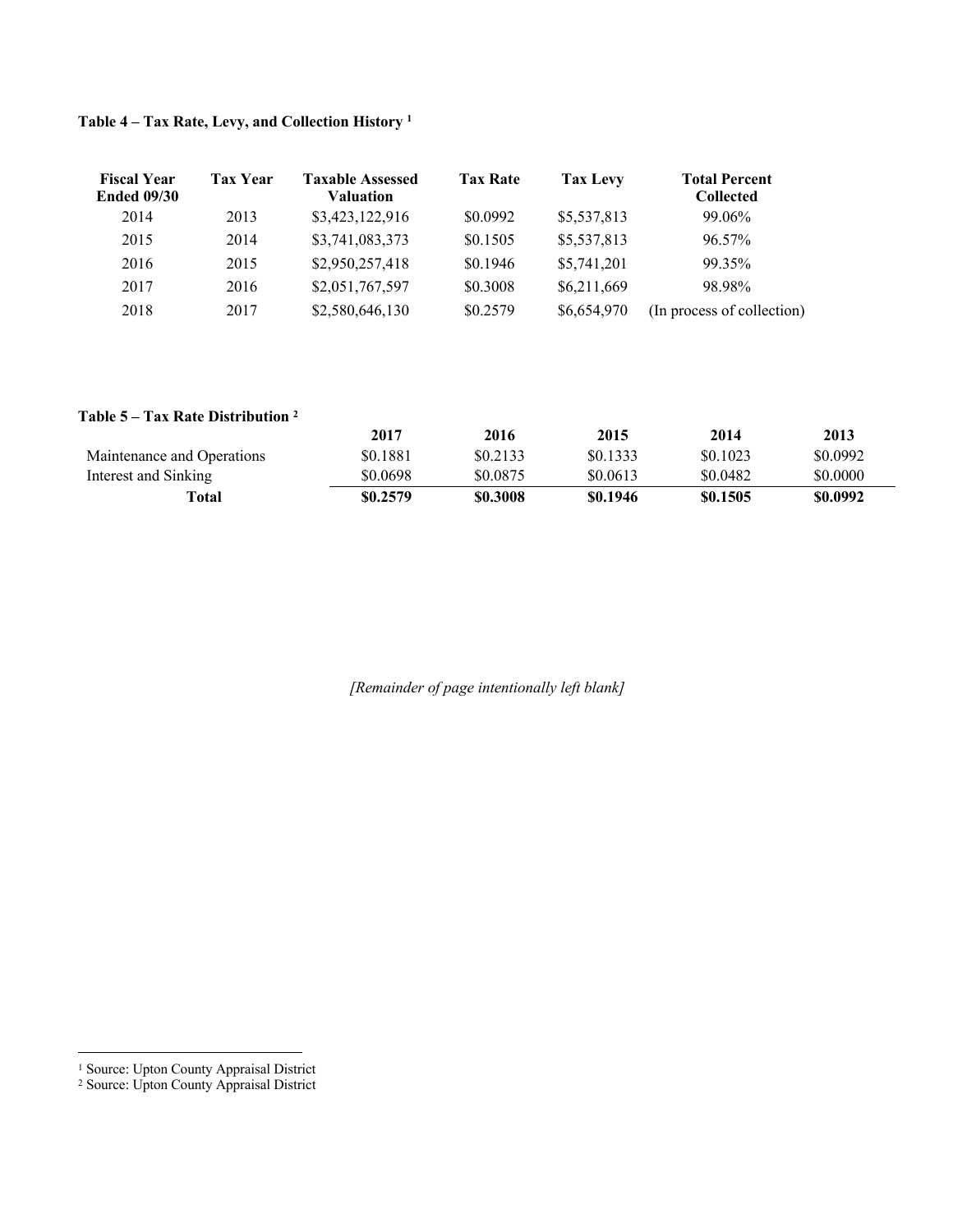**Table 4 – Tax Rate, Levy, and Collection History [1]**

| Fiscal Year Ended 09/30 | Tax Year | Taxable Assessed Valuation | Tax Rate | Tax Levy | Total Percent Collected |
|---|---|---|---|---|---|
| 2014 | 2013 | $3,423,122,916 | $0.0992 | $5,537,813 | 99.06% |
| 2015 | 2014 | $3,741,083,373 | $0.1505 | $5,537,813 | 96.57% |
| 2016 | 2015 | $2,950,257,418 | $0.1946 | $5,741,201 | 99.35% |
| 2017 | 2016 | $2,051,767,597 | $0.3008 | $6,211,669 | 98.98% |
| 2018 | 2017 | $2,580,646,130 | $0.2579 | $6,654,970 | (In process of collection) |

**Table 5 – Tax Rate Distribution [2]**

| | 2017 | 2016 | 2015 | 2014 | 2013 |
|---|---|---|---|---|---|
| Maintenance and Operations | $0.1881 | $0.2133 | $0.1333 | $0.1023 | $0.0992 |
| Interest and Sinking | $0.0698 | $0.0875 | $0.0613 | $0.0482 | $0.0000 |
| **Total** | **$0.2579** | **$0.3008** | **$0.1946** | **$0.1505** | **$0.0992** |

*[Remainder of page intentionally left blank]*

[1] Source: Upton County Appraisal District

[2] Source: Upton County Appraisal District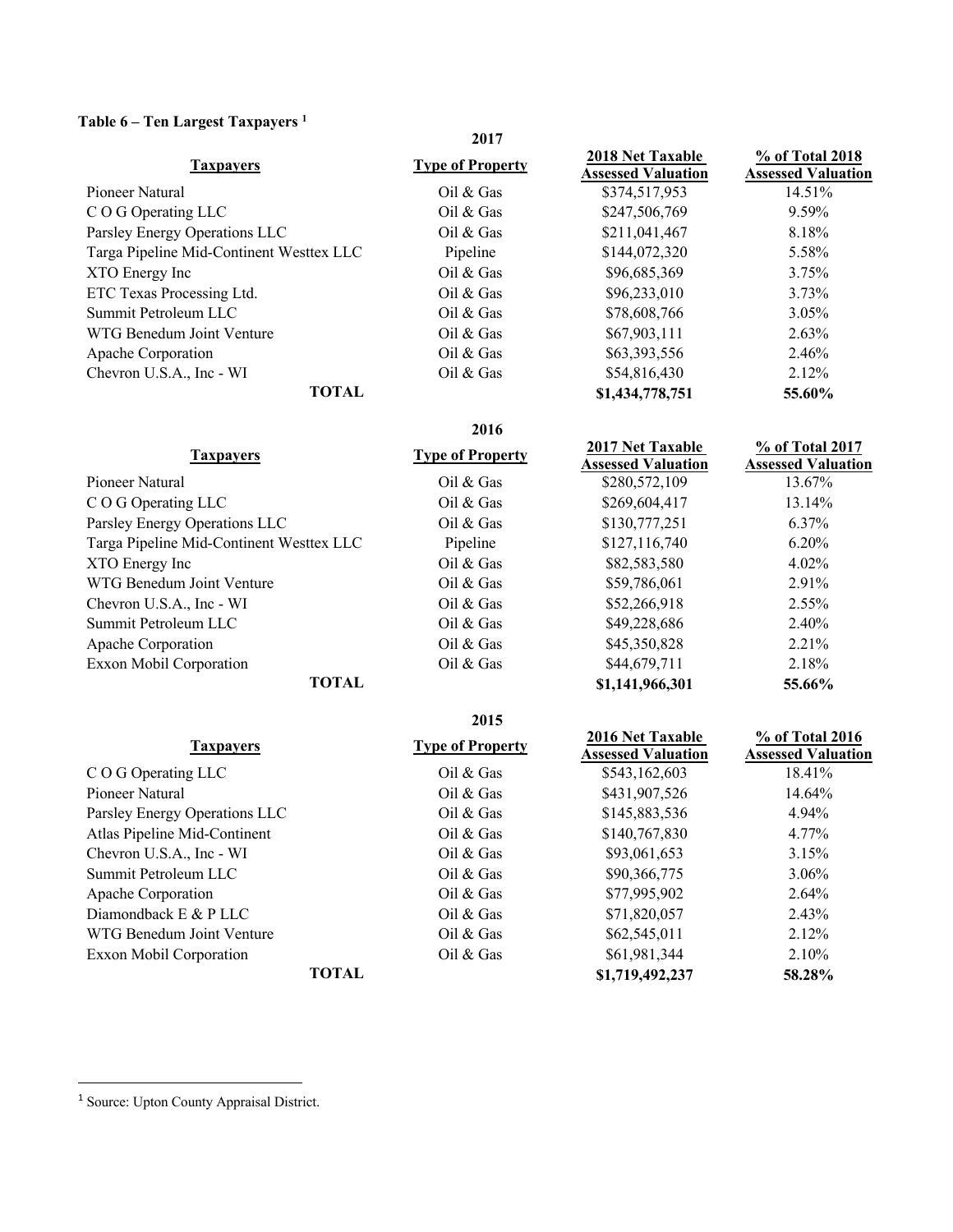**Table 6 – Ten Largest Taxpayers [1]**

| Taxpayers | 2017 Type of Property | 2018 Net Taxable Assessed Valuation | % of Total 2018 Assessed Valuation |
|---|---|---|---|
| Pioneer Natural | Oil & Gas | $374,517,953 | 14.51% |
| C O G Operating LLC | Oil & Gas | $247,506,769 | 9.59% |
| Parsley Energy Operations LLC | Oil & Gas | $211,041,467 | 8.18% |
| Targa Pipeline Mid-Continent Westtex LLC | Pipeline | $144,072,320 | 5.58% |
| XTO Energy Inc | Oil & Gas | $96,685,369 | 3.75% |
| ETC Texas Processing Ltd. | Oil & Gas | $96,233,010 | 3.73% |
| Summit Petroleum LLC | Oil & Gas | $78,608,766 | 3.05% |
| WTG Benedum Joint Venture | Oil & Gas | $67,903,111 | 2.63% |
| Apache Corporation | Oil & Gas | $63,393,556 | 2.46% |
| Chevron U.S.A., Inc - WI | Oil & Gas | $54,816,430 | 2.12% |
| **TOTAL** | | **$1,434,778,751** | **55.60%** |

| Taxpayers | 2016 Type of Property | 2017 Net Taxable Assessed Valuation | % of Total 2017 Assessed Valuation |
|---|---|---|---|
| Pioneer Natural | Oil & Gas | $280,572,109 | 13.67% |
| C O G Operating LLC | Oil & Gas | $269,604,417 | 13.14% |
| Parsley Energy Operations LLC | Oil & Gas | $130,777,251 | 6.37% |
| Targa Pipeline Mid-Continent Westtex LLC | Pipeline | $127,116,740 | 6.20% |
| XTO Energy Inc | Oil & Gas | $82,583,580 | 4.02% |
| WTG Benedum Joint Venture | Oil & Gas | $59,786,061 | 2.91% |
| Chevron U.S.A., Inc - WI | Oil & Gas | $52,266,918 | 2.55% |
| Summit Petroleum LLC | Oil & Gas | $49,228,686 | 2.40% |
| Apache Corporation | Oil & Gas | $45,350,828 | 2.21% |
| Exxon Mobil Corporation | Oil & Gas | $44,679,711 | 2.18% |
| **TOTAL** | | **$1,141,966,301** | **55.66%** |

| Taxpayers | 2015 Type of Property | 2016 Net Taxable Assessed Valuation | % of Total 2016 Assessed Valuation |
|---|---|---|---|
| C O G Operating LLC | Oil & Gas | $543,162,603 | 18.41% |
| Pioneer Natural | Oil & Gas | $431,907,526 | 14.64% |
| Parsley Energy Operations LLC | Oil & Gas | $145,883,536 | 4.94% |
| Atlas Pipeline Mid-Continent | Oil & Gas | $140,767,830 | 4.77% |
| Chevron U.S.A., Inc - WI | Oil & Gas | $93,061,653 | 3.15% |
| Summit Petroleum LLC | Oil & Gas | $90,366,775 | 3.06% |
| Apache Corporation | Oil & Gas | $77,995,902 | 2.64% |
| Diamondback E & P LLC | Oil & Gas | $71,820,057 | 2.43% |
| WTG Benedum Joint Venture | Oil & Gas | $62,545,011 | 2.12% |
| Exxon Mobil Corporation | Oil & Gas | $61,981,344 | 2.10% |
| **TOTAL** | | **$1,719,492,237** | **58.28%** |

[1] Source: Upton County Appraisal District.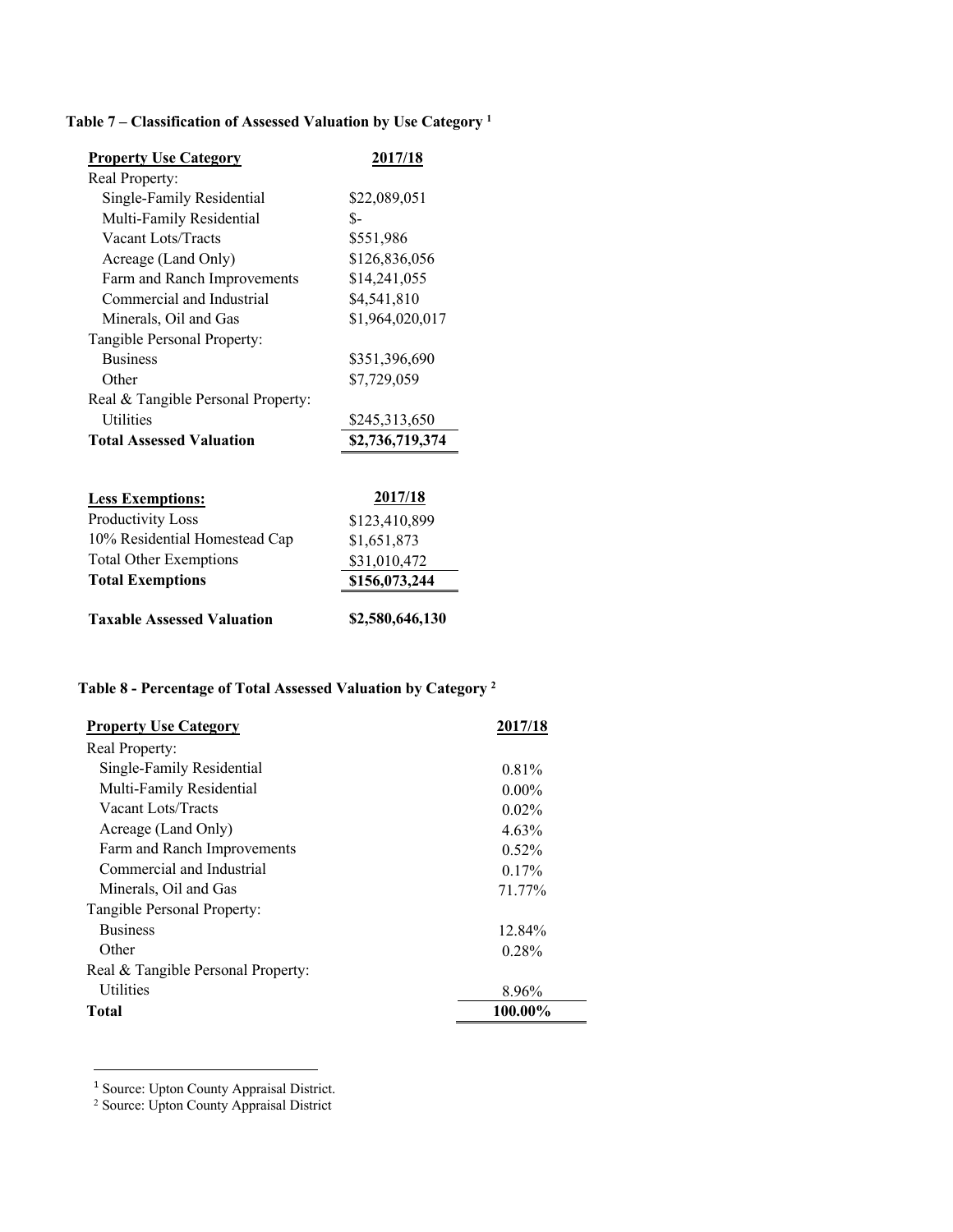**Table 7 – Classification of Assessed Valuation by Use Category [1]**

| Property Use Category | 2017/18 |
|---|---|
| Real Property: | |
| Single-Family Residential | $22,089,051 |
| Multi-Family Residential | $- |
| Vacant Lots/Tracts | $551,986 |
| Acreage (Land Only) | $126,836,056 |
| Farm and Ranch Improvements | $14,241,055 |
| Commercial and Industrial | $4,541,810 |
| Minerals, Oil and Gas | $1,964,020,017 |
| Tangible Personal Property: | |
| Business | $351,396,690 |
| Other | $7,729,059 |
| Real & Tangible Personal Property: | |
| Utilities | $245,313,650 |
| **Total Assessed Valuation** | **$2,736,719,374** |

| Less Exemptions: | 2017/18 |
|---|---|
| Productivity Loss | $123,410,899 |
| 10% Residential Homestead Cap | $1,651,873 |
| Total Other Exemptions | $31,010,472 |
| **Total Exemptions** | **$156,073,244** |
| **Taxable Assessed Valuation** | **$2,580,646,130** |

**Table 8 - Percentage of Total Assessed Valuation by Category [2]**

| Property Use Category | 2017/18 |
|---|---|
| Real Property: | |
| Single-Family Residential | 0.81% |
| Multi-Family Residential | 0.00% |
| Vacant Lots/Tracts | 0.02% |
| Acreage (Land Only) | 4.63% |
| Farm and Ranch Improvements | 0.52% |
| Commercial and Industrial | 0.17% |
| Minerals, Oil and Gas | 71.77% |
| Tangible Personal Property: | |
| Business | 12.84% |
| Other | 0.28% |
| Real & Tangible Personal Property: | |
| Utilities | 8.96% |
| **Total** | **100.00%** |

[1] Source: Upton County Appraisal District.

[2] Source: Upton County Appraisal District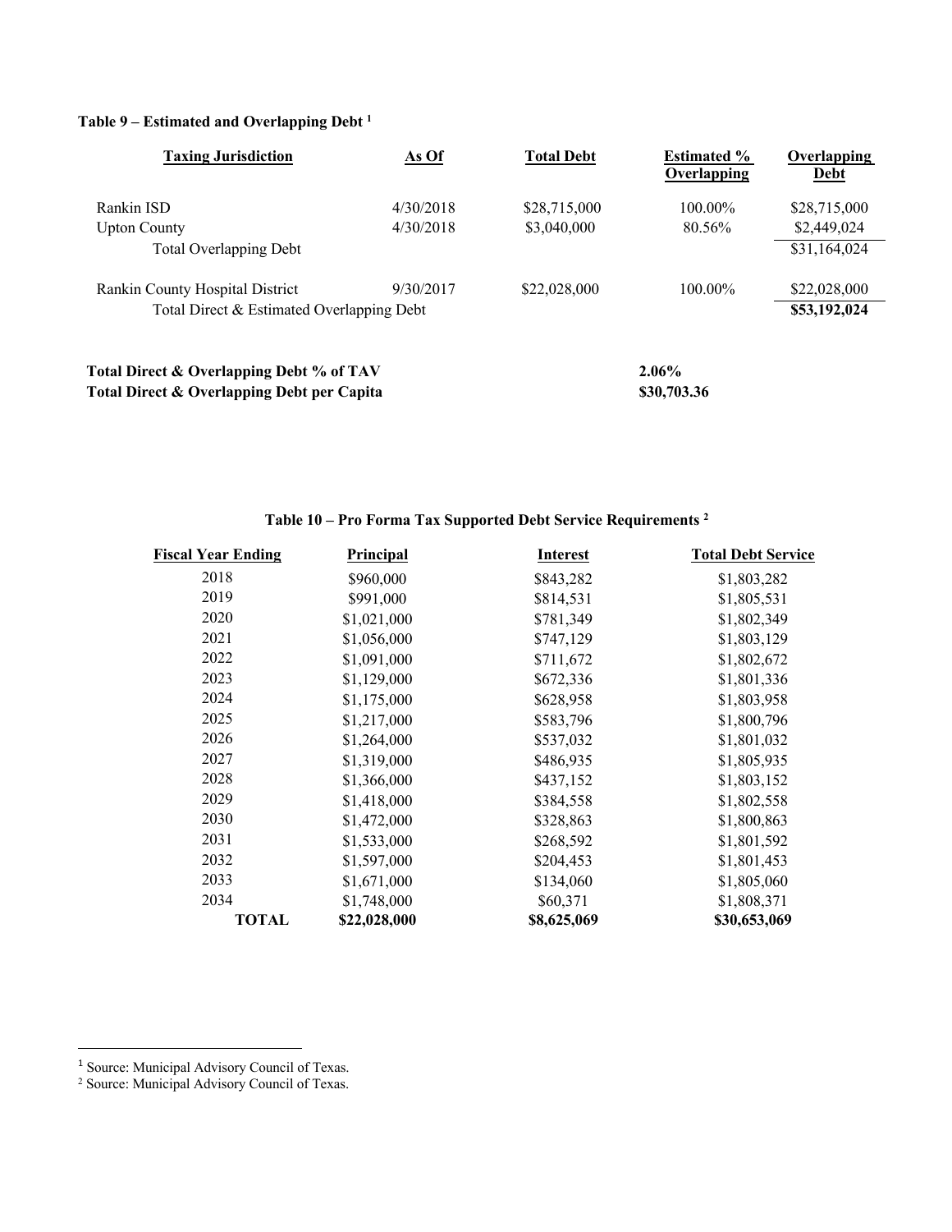**Table 9 – Estimated and Overlapping Debt [1]**

| Taxing Jurisdiction | As Of | Total Debt | Estimated % Overlapping | Overlapping Debt |
|---|---|---|---|---|
| Rankin ISD | 4/30/2018 | $28,715,000 | 100.00% | $28,715,000 |
| Upton County | 4/30/2018 | $3,040,000 | 80.56% | $2,449,024 |
| Total Overlapping Debt | | | | $31,164,024 |
| Rankin County Hospital District | 9/30/2017 | $22,028,000 | 100.00% | $22,028,000 |
| Total Direct & Estimated Overlapping Debt | | | | **$53,192,024** |

| | |
|---|---|
| **Total Direct & Overlapping Debt % of TAV** | **2.06%** |
| **Total Direct & Overlapping Debt per Capita** | **$30,703.36** |

**Table 10 – Pro Forma Tax Supported Debt Service Requirements [2]**

| Fiscal Year Ending | Principal | Interest | Total Debt Service |
|---|---|---|---|
| 2018 | $960,000 | $843,282 | $1,803,282 |
| 2019 | $991,000 | $814,531 | $1,805,531 |
| 2020 | $1,021,000 | $781,349 | $1,802,349 |
| 2021 | $1,056,000 | $747,129 | $1,803,129 |
| 2022 | $1,091,000 | $711,672 | $1,802,672 |
| 2023 | $1,129,000 | $672,336 | $1,801,336 |
| 2024 | $1,175,000 | $628,958 | $1,803,958 |
| 2025 | $1,217,000 | $583,796 | $1,800,796 |
| 2026 | $1,264,000 | $537,032 | $1,801,032 |
| 2027 | $1,319,000 | $486,935 | $1,805,935 |
| 2028 | $1,366,000 | $437,152 | $1,803,152 |
| 2029 | $1,418,000 | $384,558 | $1,802,558 |
| 2030 | $1,472,000 | $328,863 | $1,800,863 |
| 2031 | $1,533,000 | $268,592 | $1,801,592 |
| 2032 | $1,597,000 | $204,453 | $1,801,453 |
| 2033 | $1,671,000 | $134,060 | $1,805,060 |
| 2034 | $1,748,000 | $60,371 | $1,808,371 |
| **TOTAL** | **$22,028,000** | **$8,625,069** | **$30,653,069** |

[1] Source: Municipal Advisory Council of Texas.

[2] Source: Municipal Advisory Council of Texas.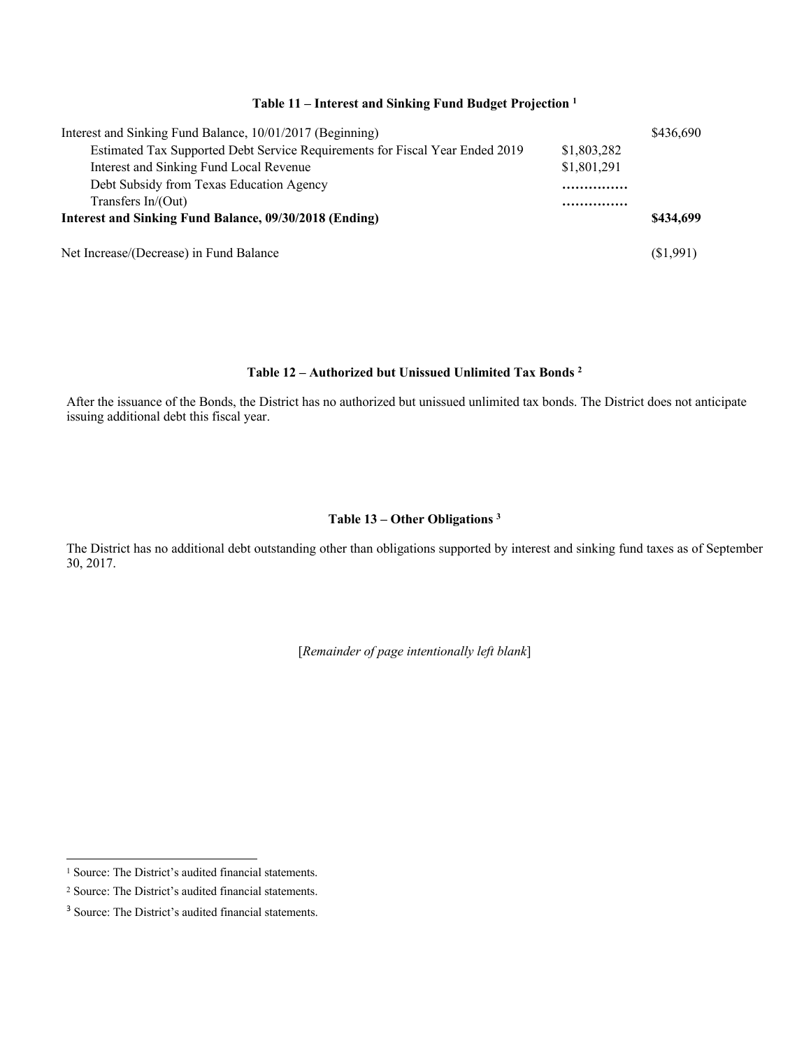### Table 11 – Interest and Sinking Fund Budget Projection [1]

| | | |
|---|---|---|
| Interest and Sinking Fund Balance, 10/01/2017 (Beginning) | | \$436,690 |
| Estimated Tax Supported Debt Service Requirements for Fiscal Year Ended 2019 | \$1,803,282 | |
| Interest and Sinking Fund Local Revenue | \$1,801,291 | |
| Debt Subsidy from Texas Education Agency | …………… | |
| Transfers In/(Out) | …………… | |
| **Interest and Sinking Fund Balance, 09/30/2018 (Ending)** | | **\$434,699** |
| Net Increase/(Decrease) in Fund Balance | | (\$1,991) |

### Table 12 – Authorized but Unissued Unlimited Tax Bonds [2]

After the issuance of the Bonds, the District has no authorized but unissued unlimited tax bonds. The District does not anticipate issuing additional debt this fiscal year.

### Table 13 – Other Obligations [3]

The District has no additional debt outstanding other than obligations supported by interest and sinking fund taxes as of September 30, 2017.

[*Remainder of page intentionally left blank*]

---

[1] Source: The District's audited financial statements.

[2] Source: The District's audited financial statements.

[3] Source: The District's audited financial statements.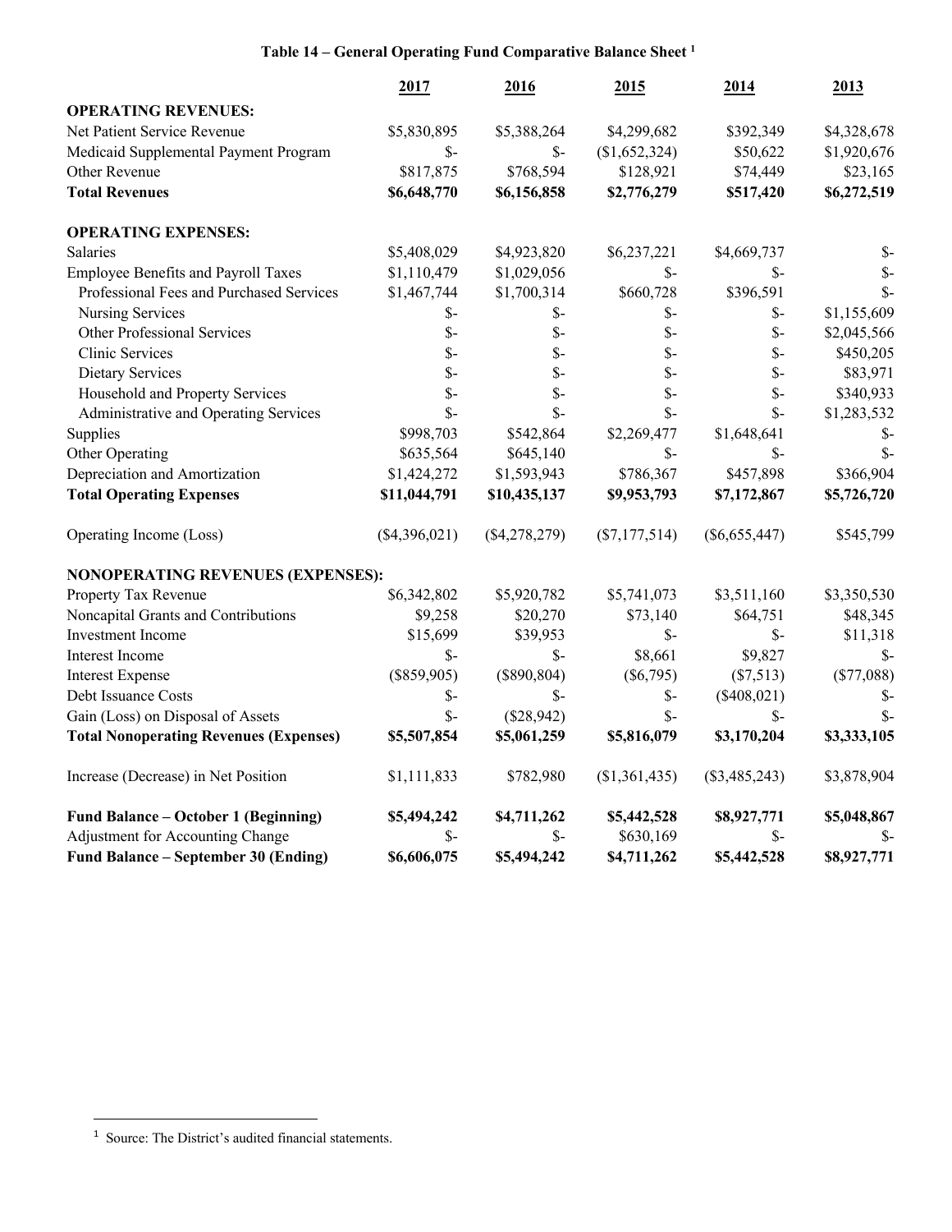**Table 14 – General Operating Fund Comparative Balance Sheet [1]**

| | 2017 | 2016 | 2015 | 2014 | 2013 |
|---|---|---|---|---|---|
| **OPERATING REVENUES:** | | | | | |
| Net Patient Service Revenue | $5,830,895 | $5,388,264 | $4,299,682 | $392,349 | $4,328,678 |
| Medicaid Supplemental Payment Program | $- | $- | ($1,652,324) | $50,622 | $1,920,676 |
| Other Revenue | $817,875 | $768,594 | $128,921 | $74,449 | $23,165 |
| **Total Revenues** | **$6,648,770** | **$6,156,858** | **$2,776,279** | **$517,420** | **$6,272,519** |
| | | | | | |
| **OPERATING EXPENSES:** | | | | | |
| Salaries | $5,408,029 | $4,923,820 | $6,237,221 | $4,669,737 | $- |
| Employee Benefits and Payroll Taxes | $1,110,479 | $1,029,056 | $- | $- | $- |
| Professional Fees and Purchased Services | $1,467,744 | $1,700,314 | $660,728 | $396,591 | $- |
| Nursing Services | $- | $- | $- | $- | $1,155,609 |
| Other Professional Services | $- | $- | $- | $- | $2,045,566 |
| Clinic Services | $- | $- | $- | $- | $450,205 |
| Dietary Services | $- | $- | $- | $- | $83,971 |
| Household and Property Services | $- | $- | $- | $- | $340,933 |
| Administrative and Operating Services | $- | $- | $- | $- | $1,283,532 |
| Supplies | $998,703 | $542,864 | $2,269,477 | $1,648,641 | $- |
| Other Operating | $635,564 | $645,140 | $- | $- | $- |
| Depreciation and Amortization | $1,424,272 | $1,593,943 | $786,367 | $457,898 | $366,904 |
| **Total Operating Expenses** | **$11,044,791** | **$10,435,137** | **$9,953,793** | **$7,172,867** | **$5,726,720** |
| | | | | | |
| Operating Income (Loss) | ($4,396,021) | ($4,278,279) | ($7,177,514) | ($6,655,447) | $545,799 |
| | | | | | |
| **NONOPERATING REVENUES (EXPENSES):** | | | | | |
| Property Tax Revenue | $6,342,802 | $5,920,782 | $5,741,073 | $3,511,160 | $3,350,530 |
| Noncapital Grants and Contributions | $9,258 | $20,270 | $73,140 | $64,751 | $48,345 |
| Investment Income | $15,699 | $39,953 | $- | $- | $11,318 |
| Interest Income | $- | $- | $8,661 | $9,827 | $- |
| Interest Expense | ($859,905) | ($890,804) | ($6,795) | ($7,513) | ($77,088) |
| Debt Issuance Costs | $- | $- | $- | ($408,021) | $- |
| Gain (Loss) on Disposal of Assets | $- | ($28,942) | $- | $- | $- |
| **Total Nonoperating Revenues (Expenses)** | **$5,507,854** | **$5,061,259** | **$5,816,079** | **$3,170,204** | **$3,333,105** |
| | | | | | |
| Increase (Decrease) in Net Position | $1,111,833 | $782,980 | ($1,361,435) | ($3,485,243) | $3,878,904 |
| | | | | | |
| **Fund Balance – October 1 (Beginning)** | **$5,494,242** | **$4,711,262** | **$5,442,528** | **$8,927,771** | **$5,048,867** |
| Adjustment for Accounting Change | $- | $- | $630,169 | $- | $- |
| **Fund Balance – September 30 (Ending)** | **$6,606,075** | **$5,494,242** | **$4,711,262** | **$5,442,528** | **$8,927,771** |

[1] Source: The District's audited financial statements.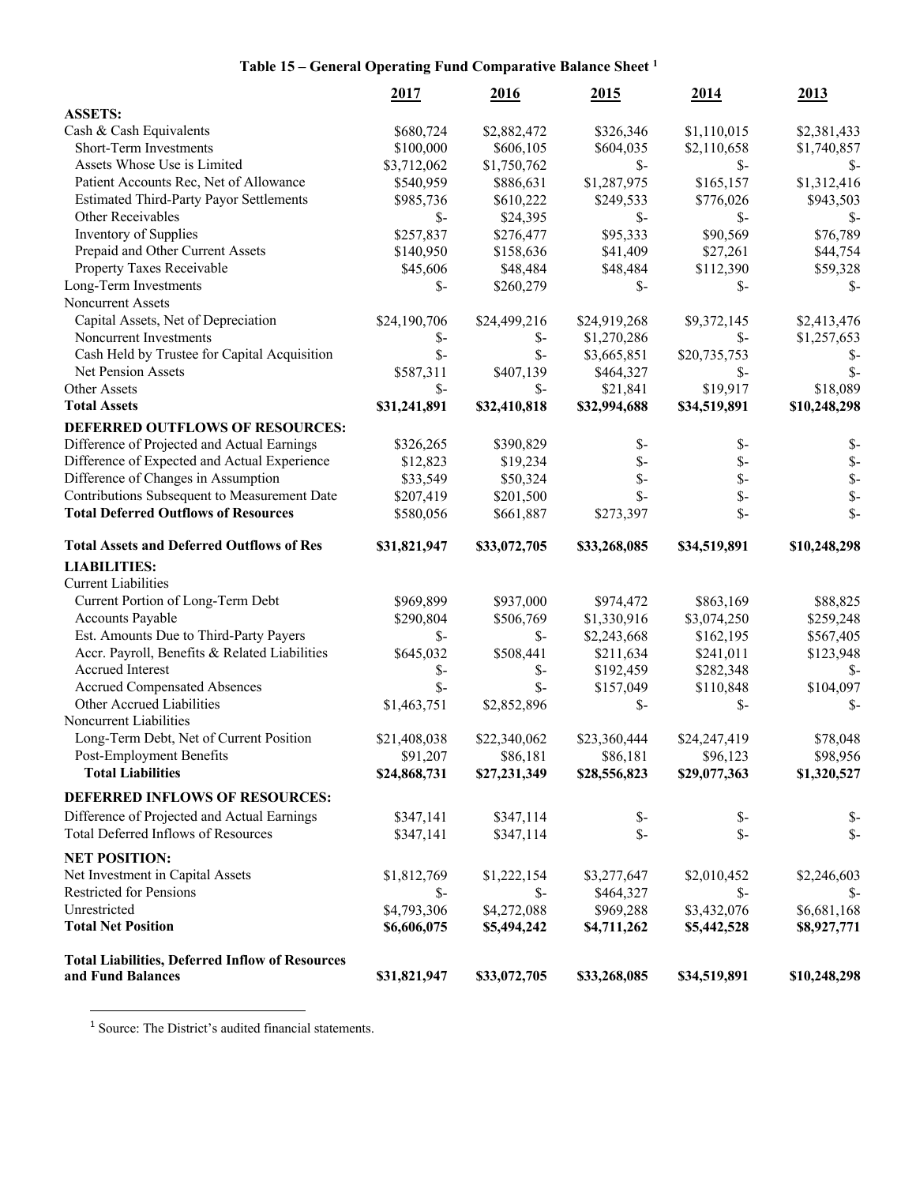### Table 15 – General Operating Fund Comparative Balance Sheet [1]

| | 2017 | 2016 | 2015 | 2014 | 2013 |
|---|---|---|---|---|---|
| **ASSETS:** | | | | | |
| Cash & Cash Equivalents | $680,724 | $2,882,472 | $326,346 | $1,110,015 | $2,381,433 |
| Short-Term Investments | $100,000 | $606,105 | $604,035 | $2,110,658 | $1,740,857 |
| Assets Whose Use is Limited | $3,712,062 | $1,750,762 | $- | $- | $- |
| Patient Accounts Rec, Net of Allowance | $540,959 | $886,631 | $1,287,975 | $165,157 | $1,312,416 |
| Estimated Third-Party Payor Settlements | $985,736 | $610,222 | $249,533 | $776,026 | $943,503 |
| Other Receivables | $- | $24,395 | $- | $- | $- |
| Inventory of Supplies | $257,837 | $276,477 | $95,333 | $90,569 | $76,789 |
| Prepaid and Other Current Assets | $140,950 | $158,636 | $41,409 | $27,261 | $44,754 |
| Property Taxes Receivable | $45,606 | $48,484 | $48,484 | $112,390 | $59,328 |
| Long-Term Investments | $- | $260,279 | $- | $- | $- |
| Noncurrent Assets | | | | | |
| Capital Assets, Net of Depreciation | $24,190,706 | $24,499,216 | $24,919,268 | $9,372,145 | $2,413,476 |
| Noncurrent Investments | $- | $- | $1,270,286 | $- | $1,257,653 |
| Cash Held by Trustee for Capital Acquisition | $- | $- | $3,665,851 | $20,735,753 | $- |
| Net Pension Assets | $587,311 | $407,139 | $464,327 | $- | $- |
| Other Assets | $- | $- | $21,841 | $19,917 | $18,089 |
| **Total Assets** | **$31,241,891** | **$32,410,818** | **$32,994,688** | **$34,519,891** | **$10,248,298** |
| **DEFERRED OUTFLOWS OF RESOURCES:** | | | | | |
| Difference of Projected and Actual Earnings | $326,265 | $390,829 | $- | $- | $- |
| Difference of Expected and Actual Experience | $12,823 | $19,234 | $- | $- | $- |
| Difference of Changes in Assumption | $33,549 | $50,324 | $- | $- | $- |
| Contributions Subsequent to Measurement Date | $207,419 | $201,500 | $- | $- | $- |
| **Total Deferred Outflows of Resources** | $580,056 | $661,887 | $273,397 | $- | $- |
| **Total Assets and Deferred Outflows of Res** | **$31,821,947** | **$33,072,705** | **$33,268,085** | **$34,519,891** | **$10,248,298** |
| **LIABILITIES:** | | | | | |
| Current Liabilities | | | | | |
| Current Portion of Long-Term Debt | $969,899 | $937,000 | $974,472 | $863,169 | $88,825 |
| Accounts Payable | $290,804 | $506,769 | $1,330,916 | $3,074,250 | $259,248 |
| Est. Amounts Due to Third-Party Payers | $- | $- | $2,243,668 | $162,195 | $567,405 |
| Accr. Payroll, Benefits & Related Liabilities | $645,032 | $508,441 | $211,634 | $241,011 | $123,948 |
| Accrued Interest | $- | $- | $192,459 | $282,348 | $- |
| Accrued Compensated Absences | $- | $- | $157,049 | $110,848 | $104,097 |
| Other Accrued Liabilities | $1,463,751 | $2,852,896 | $- | $- | $- |
| Noncurrent Liabilities | | | | | |
| Long-Term Debt, Net of Current Position | $21,408,038 | $22,340,062 | $23,360,444 | $24,247,419 | $78,048 |
| Post-Employment Benefits | $91,207 | $86,181 | $86,181 | $96,123 | $98,956 |
| **Total Liabilities** | **$24,868,731** | **$27,231,349** | **$28,556,823** | **$29,077,363** | **$1,320,527** |
| **DEFERRED INFLOWS OF RESOURCES:** | | | | | |
| Difference of Projected and Actual Earnings | $347,141 | $347,114 | $- | $- | $- |
| Total Deferred Inflows of Resources | $347,141 | $347,114 | $- | $- | $- |
| **NET POSITION:** | | | | | |
| Net Investment in Capital Assets | $1,812,769 | $1,222,154 | $3,277,647 | $2,010,452 | $2,246,603 |
| Restricted for Pensions | $- | $- | $464,327 | $- | $- |
| Unrestricted | $4,793,306 | $4,272,088 | $969,288 | $3,432,076 | $6,681,168 |
| **Total Net Position** | **$6,606,075** | **$5,494,242** | **$4,711,262** | **$5,442,528** | **$8,927,771** |
| **Total Liabilities, Deferred Inflow of Resources and Fund Balances** | **$31,821,947** | **$33,072,705** | **$33,268,085** | **$34,519,891** | **$10,248,298** |

[1] Source: The District's audited financial statements.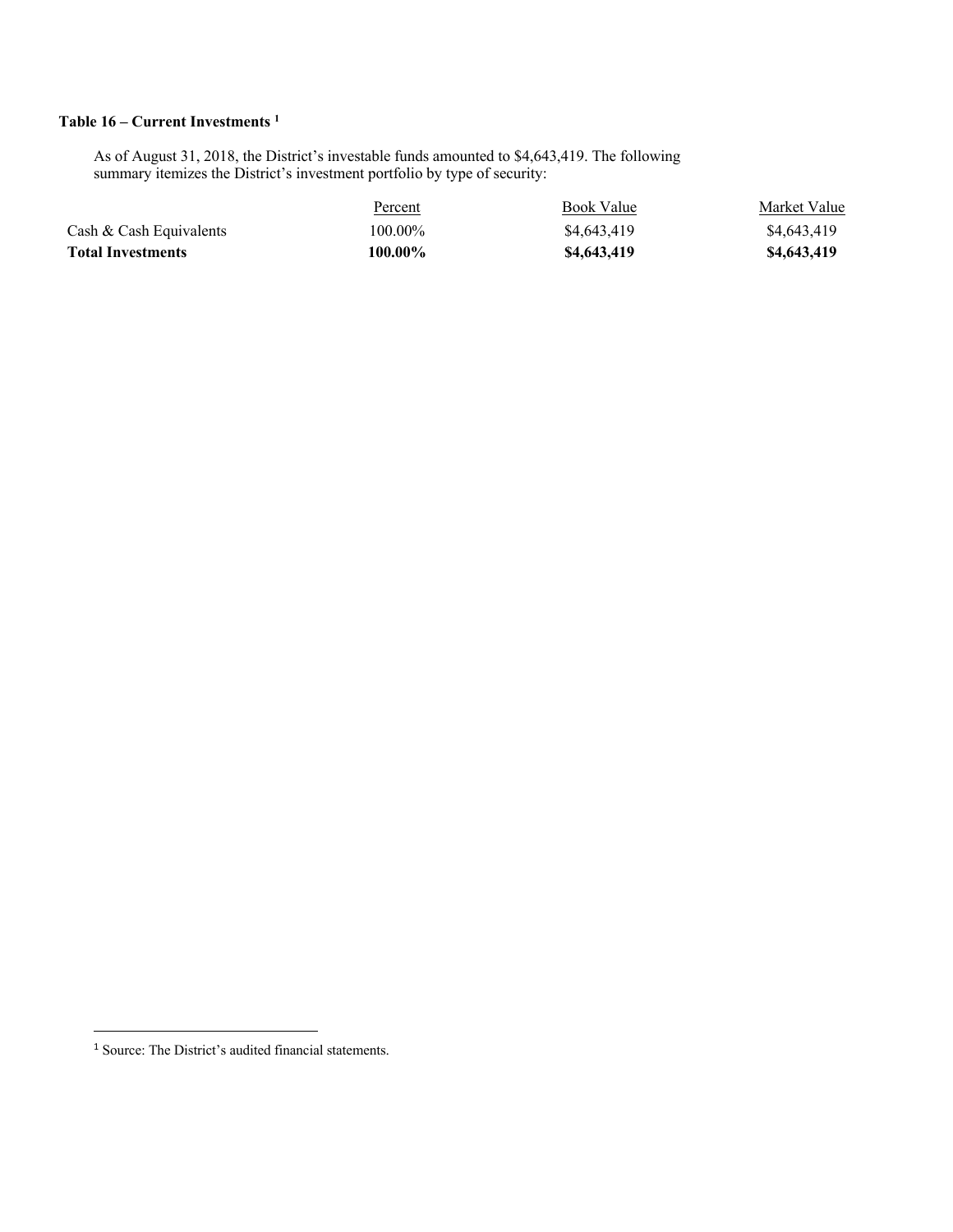**Table 16 – Current Investments [1]**

As of August 31, 2018, the District's investable funds amounted to $4,643,419. The following summary itemizes the District's investment portfolio by type of security:

| | Percent | Book Value | Market Value |
|---|---|---|---|
| Cash & Cash Equivalents | 100.00% | $4,643,419 | $4,643,419 |
| **Total Investments** | **100.00%** | **$4,643,419** | **$4,643,419** |

[1] Source: The District's audited financial statements.